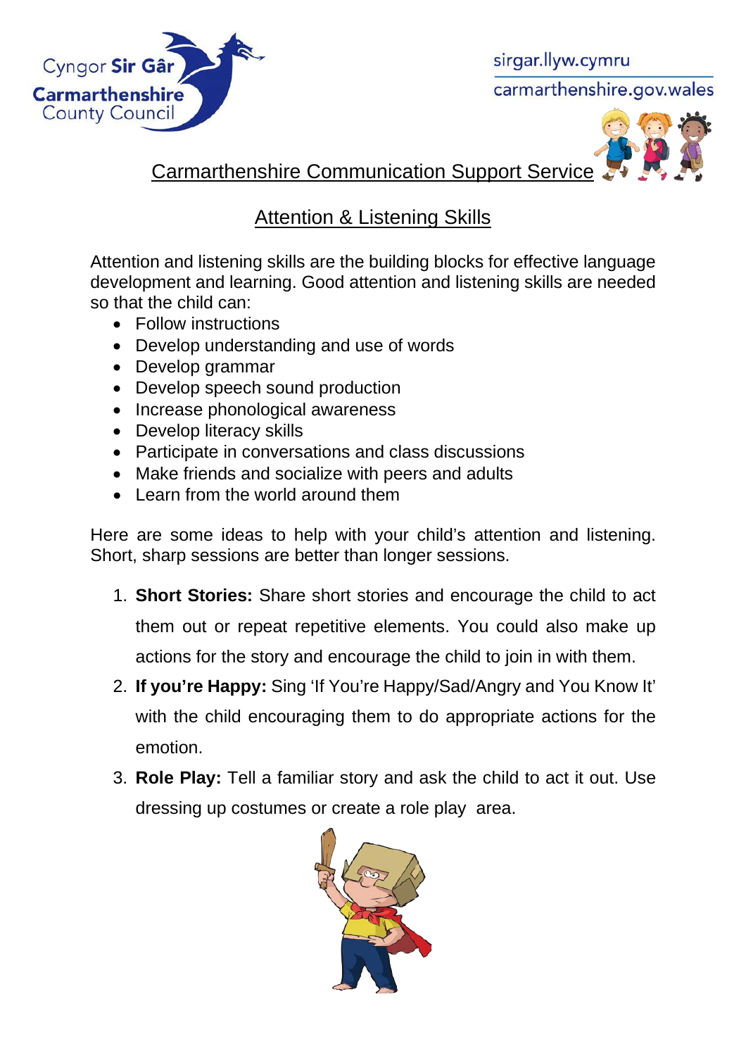Cyngor **Sir Gâr**
**Carmarthenshire**
County Council

sirgar.llyw.cymru
carmarthenshire.gov.wales

# Carmarthenshire Communication Support Service

## Attention & Listening Skills

Attention and listening skills are the building blocks for effective language development and learning. Good attention and listening skills are needed so that the child can:

- Follow instructions
- Develop understanding and use of words
- Develop grammar
- Develop speech sound production
- Increase phonological awareness
- Develop literacy skills
- Participate in conversations and class discussions
- Make friends and socialize with peers and adults
- Learn from the world around them

Here are some ideas to help with your child's attention and listening. Short, sharp sessions are better than longer sessions.

1. **Short Stories:** Share short stories and encourage the child to act them out or repeat repetitive elements. You could also make up actions for the story and encourage the child to join in with them.
2. **If you're Happy:** Sing 'If You're Happy/Sad/Angry and You Know It' with the child encouraging them to do appropriate actions for the emotion.
3. **Role Play:** Tell a familiar story and ask the child to act it out. Use dressing up costumes or create a role play area.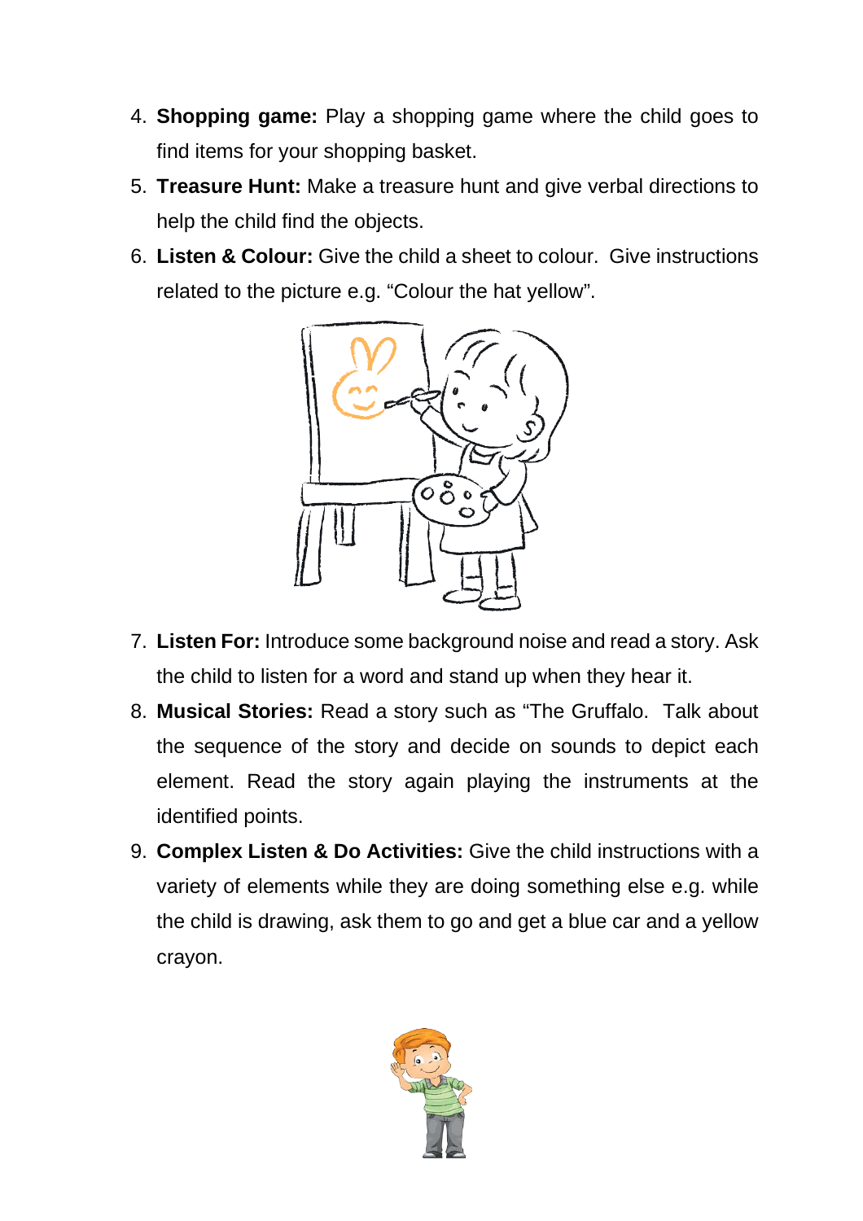4. **Shopping game:** Play a shopping game where the child goes to find items for your shopping basket.
5. **Treasure Hunt:** Make a treasure hunt and give verbal directions to help the child find the objects.
6. **Listen & Colour:** Give the child a sheet to colour. Give instructions related to the picture e.g. "Colour the hat yellow".
7. **Listen For:** Introduce some background noise and read a story. Ask the child to listen for a word and stand up when they hear it.
8. **Musical Stories:** Read a story such as "The Gruffalo. Talk about the sequence of the story and decide on sounds to depict each element. Read the story again playing the instruments at the identified points.
9. **Complex Listen & Do Activities:** Give the child instructions with a variety of elements while they are doing something else e.g. while the child is drawing, ask them to go and get a blue car and a yellow crayon.